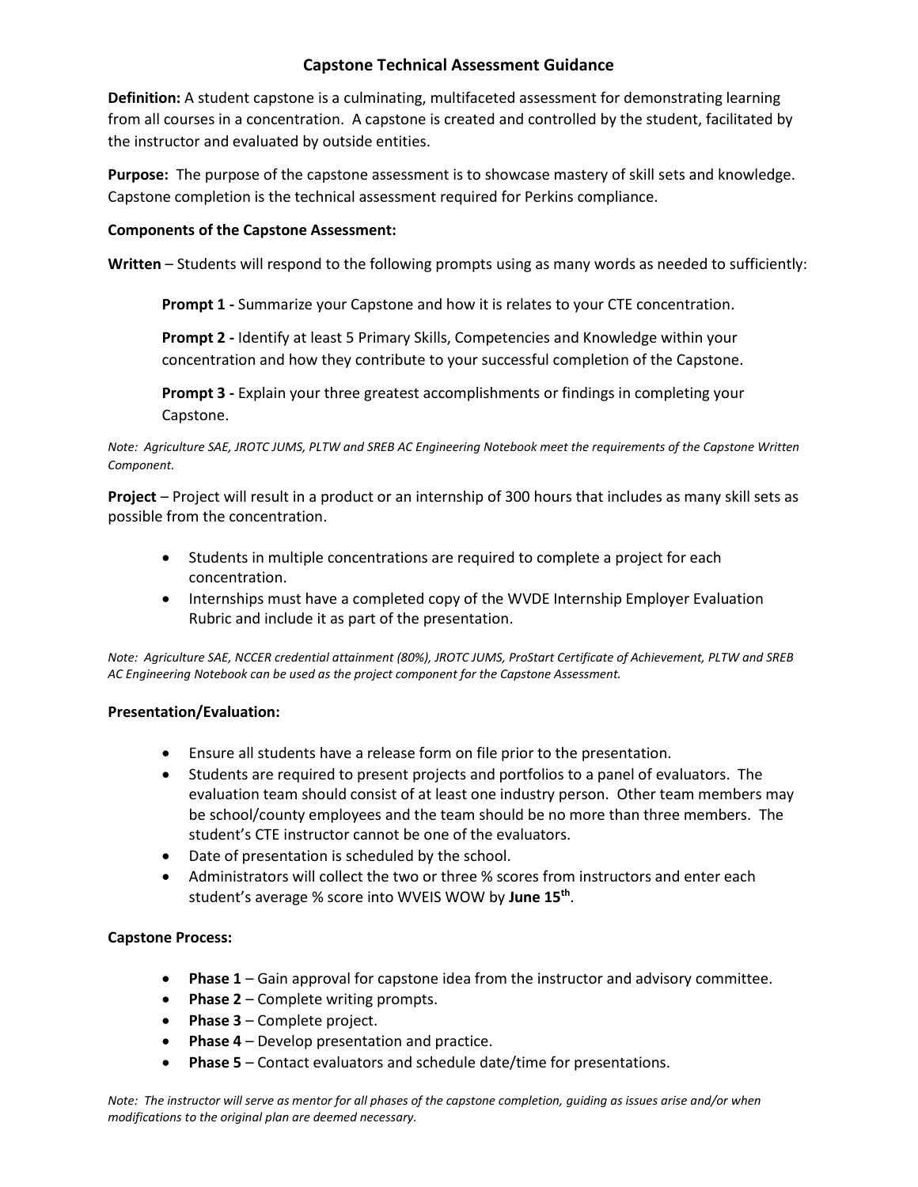# Capstone Technical Assessment Guidance

**Definition:** A student capstone is a culminating, multifaceted assessment for demonstrating learning from all courses in a concentration. A capstone is created and controlled by the student, facilitated by the instructor and evaluated by outside entities.

**Purpose:** The purpose of the capstone assessment is to showcase mastery of skill sets and knowledge. Capstone completion is the technical assessment required for Perkins compliance.

**Components of the Capstone Assessment:**

**Written** – Students will respond to the following prompts using as many words as needed to sufficiently:

> **Prompt 1 -** Summarize your Capstone and how it is relates to your CTE concentration.
>
> **Prompt 2 -** Identify at least 5 Primary Skills, Competencies and Knowledge within your concentration and how they contribute to your successful completion of the Capstone.
>
> **Prompt 3 -** Explain your three greatest accomplishments or findings in completing your Capstone.

*Note: Agriculture SAE, JROTC JUMS, PLTW and SREB AC Engineering Notebook meet the requirements of the Capstone Written Component.*

**Project** – Project will result in a product or an internship of 300 hours that includes as many skill sets as possible from the concentration.

- Students in multiple concentrations are required to complete a project for each concentration.
- Internships must have a completed copy of the WVDE Internship Employer Evaluation Rubric and include it as part of the presentation.

*Note: Agriculture SAE, NCCER credential attainment (80%), JROTC JUMS, ProStart Certificate of Achievement, PLTW and SREB AC Engineering Notebook can be used as the project component for the Capstone Assessment.*

**Presentation/Evaluation:**

- Ensure all students have a release form on file prior to the presentation.
- Students are required to present projects and portfolios to a panel of evaluators. The evaluation team should consist of at least one industry person. Other team members may be school/county employees and the team should be no more than three members. The student's CTE instructor cannot be one of the evaluators.
- Date of presentation is scheduled by the school.
- Administrators will collect the two or three % scores from instructors and enter each student's average % score into WVEIS WOW by **June 15th**.

**Capstone Process:**

- **Phase 1** – Gain approval for capstone idea from the instructor and advisory committee.
- **Phase 2** – Complete writing prompts.
- **Phase 3** – Complete project.
- **Phase 4** – Develop presentation and practice.
- **Phase 5** – Contact evaluators and schedule date/time for presentations.

*Note: The instructor will serve as mentor for all phases of the capstone completion, guiding as issues arise and/or when modifications to the original plan are deemed necessary.*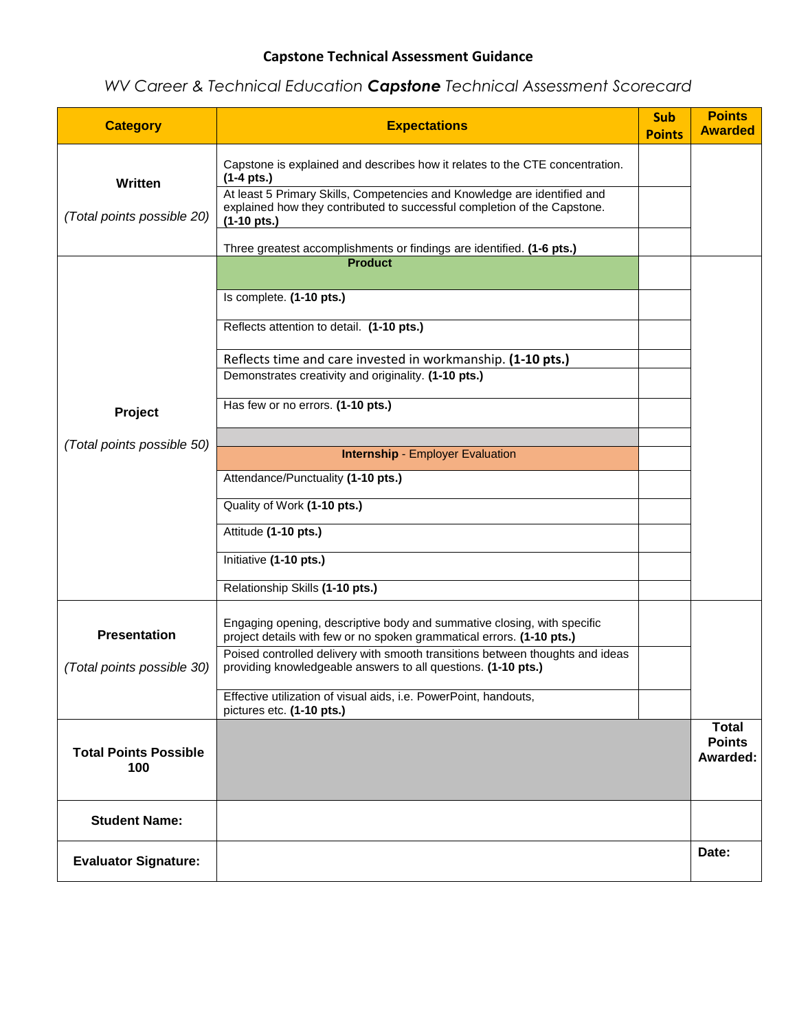**Capstone Technical Assessment Guidance**

*WV Career & Technical Education* ***Capstone*** *Technical Assessment Scorecard*

| Category | Expectations | Sub Points | Points Awarded |
|---|---|---|---|
| **Written** *(Total points possible 20)* | Capstone is explained and describes how it relates to the CTE concentration. **(1-4 pts.)** | | |
| | At least 5 Primary Skills, Competencies and Knowledge are identified and explained how they contributed to successful completion of the Capstone. **(1-10 pts.)** | | |
| | Three greatest accomplishments or findings are identified. **(1-6 pts.)** | | |
| **Project** *(Total points possible 50)* | **Product** | | |
| | Is complete. **(1-10 pts.)** | | |
| | Reflects attention to detail. **(1-10 pts.)** | | |
| | Reflects time and care invested in workmanship. **(1-10 pts.)** | | |
| | Demonstrates creativity and originality. **(1-10 pts.)** | | |
| | Has few or no errors. **(1-10 pts.)** | | |
| | | | |
| | **Internship** - Employer Evaluation | | |
| | Attendance/Punctuality **(1-10 pts.)** | | |
| | Quality of Work **(1-10 pts.)** | | |
| | Attitude **(1-10 pts.)** | | |
| | Initiative **(1-10 pts.)** | | |
| | Relationship Skills **(1-10 pts.)** | | |
| **Presentation** *(Total points possible 30)* | Engaging opening, descriptive body and summative closing, with specific project details with few or no spoken grammatical errors. **(1-10 pts.)** | | |
| | Poised controlled delivery with smooth transitions between thoughts and ideas providing knowledgeable answers to all questions. **(1-10 pts.)** | | |
| | Effective utilization of visual aids, i.e. PowerPoint, handouts, pictures etc. **(1-10 pts.)** | | |
| **Total Points Possible 100** | | | **Total Points Awarded:** |
| **Student Name:** | | | |
| **Evaluator Signature:** | | | **Date:** |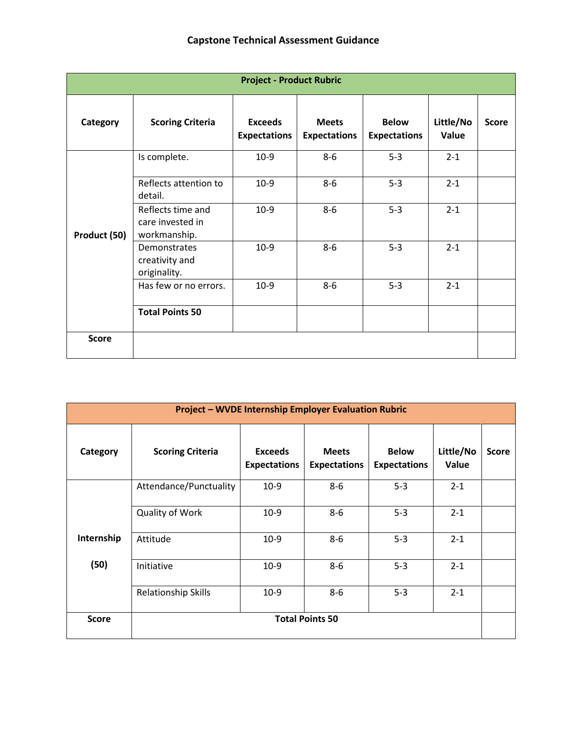# Capstone Technical Assessment Guidance

| Project - Product Rubric | | | | | | |
|---|---|---|---|---|---|---|
| **Category** | **Scoring Criteria** | **Exceeds Expectations** | **Meets Expectations** | **Below Expectations** | **Little/No Value** | **Score** |
| **Product (50)** | Is complete. | 10-9 | 8-6 | 5-3 | 2-1 | |
| | Reflects attention to detail. | 10-9 | 8-6 | 5-3 | 2-1 | |
| | Reflects time and care invested in workmanship. | 10-9 | 8-6 | 5-3 | 2-1 | |
| | Demonstrates creativity and originality. | 10-9 | 8-6 | 5-3 | 2-1 | |
| | Has few or no errors. | 10-9 | 8-6 | 5-3 | 2-1 | |
| | **Total Points 50** | | | | | |
| **Score** | | | | | | |

| Project – WVDE Internship Employer Evaluation Rubric | | | | | | |
|---|---|---|---|---|---|---|
| **Category** | **Scoring Criteria** | **Exceeds Expectations** | **Meets Expectations** | **Below Expectations** | **Little/No Value** | **Score** |
| **Internship (50)** | Attendance/Punctuality | 10-9 | 8-6 | 5-3 | 2-1 | |
| | Quality of Work | 10-9 | 8-6 | 5-3 | 2-1 | |
| | Attitude | 10-9 | 8-6 | 5-3 | 2-1 | |
| | Initiative | 10-9 | 8-6 | 5-3 | 2-1 | |
| | Relationship Skills | 10-9 | 8-6 | 5-3 | 2-1 | |
| **Score** | **Total Points 50** | | | | | |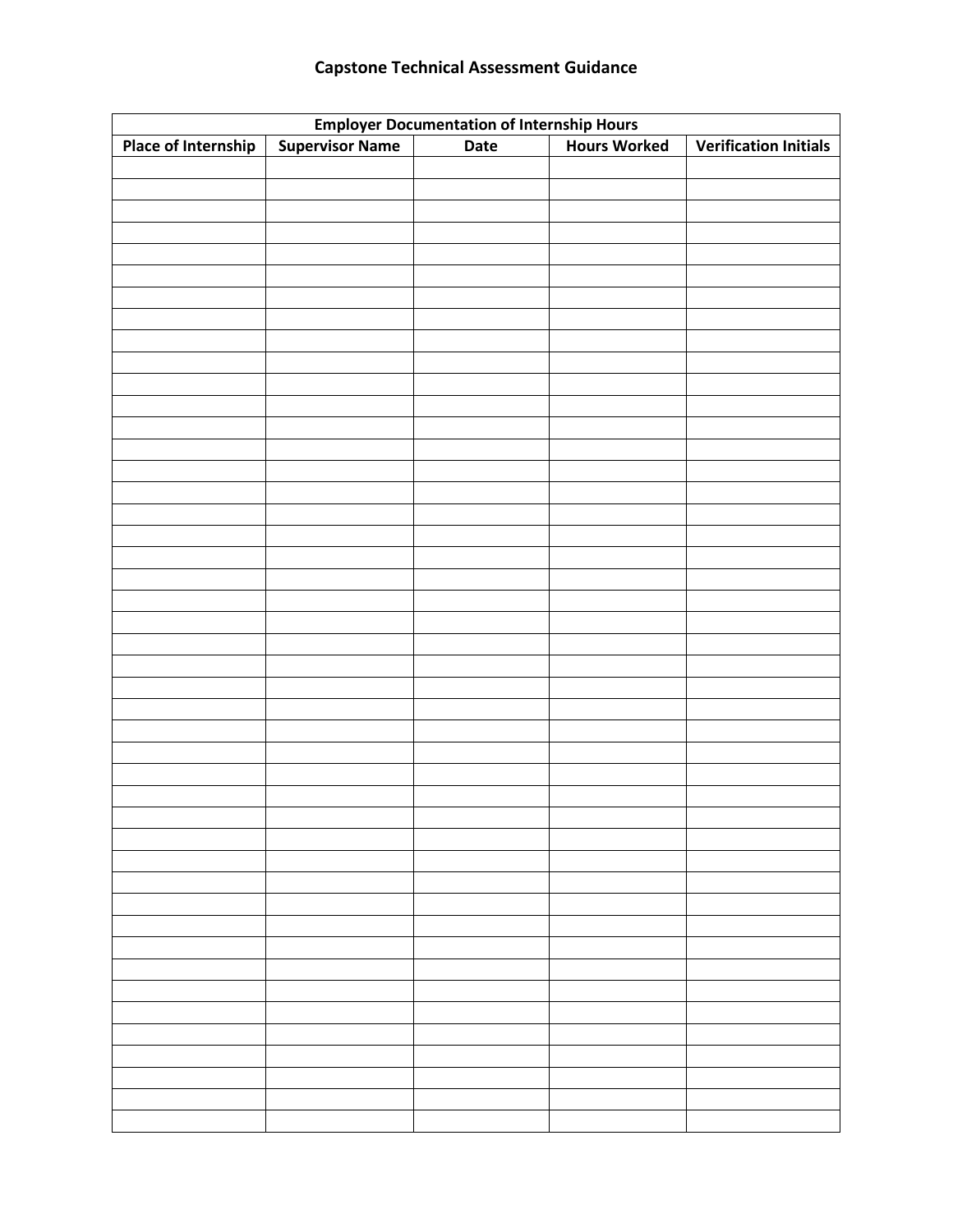# Capstone Technical Assessment Guidance

| Employer Documentation of Internship Hours | | | | |
|---|---|---|---|---|
| **Place of Internship** | **Supervisor Name** | **Date** | **Hours Worked** | **Verification Initials** |
| | | | | |
| | | | | |
| | | | | |
| | | | | |
| | | | | |
| | | | | |
| | | | | |
| | | | | |
| | | | | |
| | | | | |
| | | | | |
| | | | | |
| | | | | |
| | | | | |
| | | | | |
| | | | | |
| | | | | |
| | | | | |
| | | | | |
| | | | | |
| | | | | |
| | | | | |
| | | | | |
| | | | | |
| | | | | |
| | | | | |
| | | | | |
| | | | | |
| | | | | |
| | | | | |
| | | | | |
| | | | | |
| | | | | |
| | | | | |
| | | | | |
| | | | | |
| | | | | |
| | | | | |
| | | | | |
| | | | | |
| | | | | |
| | | | | |
| | | | | |
| | | | | |
| | | | | |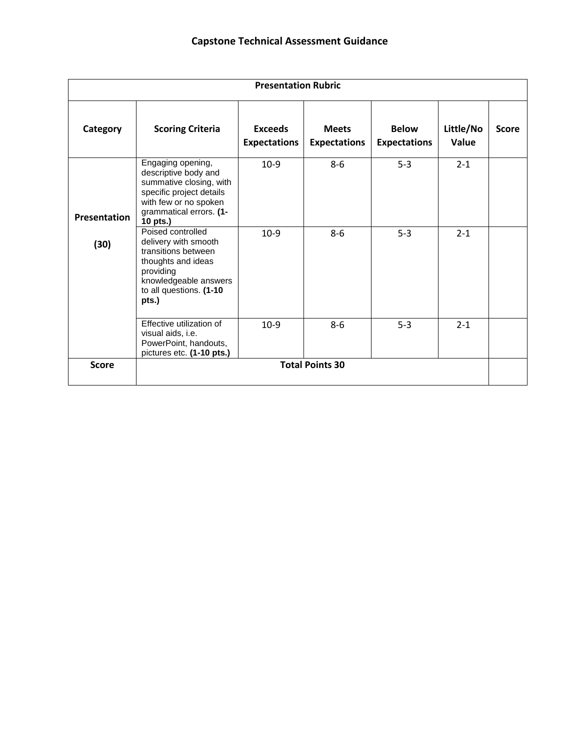# Capstone Technical Assessment Guidance

| Presentation Rubric | | | | | | |
|---|---|---|---|---|---|---|
| **Category** | **Scoring Criteria** | **Exceeds Expectations** | **Meets Expectations** | **Below Expectations** | **Little/No Value** | **Score** |
| **Presentation (30)** | Engaging opening, descriptive body and summative closing, with specific project details with few or no spoken grammatical errors. **(1-10 pts.)** | 10-9 | 8-6 | 5-3 | 2-1 | |
| | Poised controlled delivery with smooth transitions between thoughts and ideas providing knowledgeable answers to all questions. **(1-10 pts.)** | 10-9 | 8-6 | 5-3 | 2-1 | |
| | Effective utilization of visual aids, i.e. PowerPoint, handouts, pictures etc. **(1-10 pts.)** | 10-9 | 8-6 | 5-3 | 2-1 | |
| **Score** | **Total Points 30** | | | | | |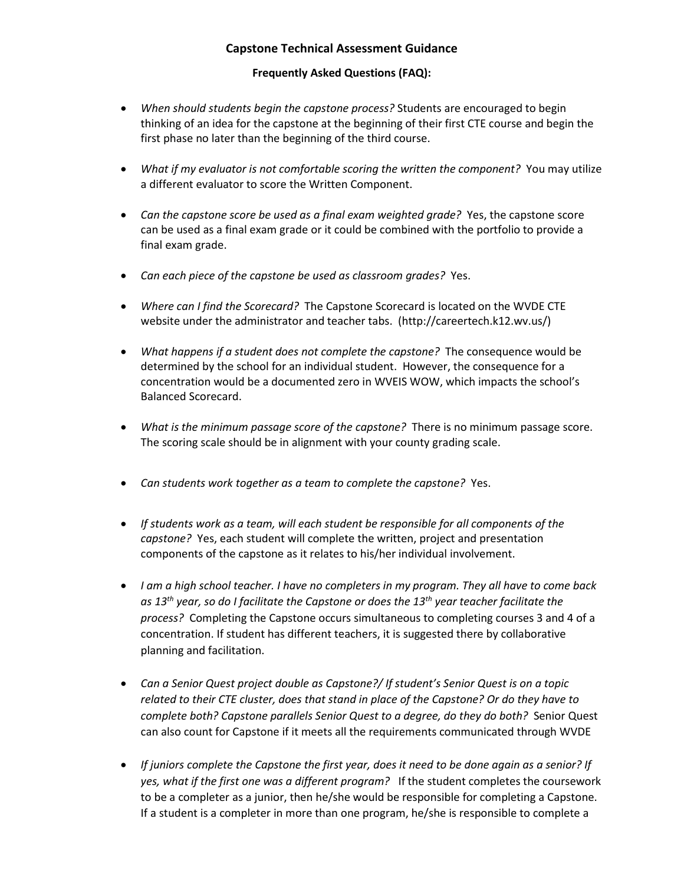**Capstone Technical Assessment Guidance**

**Frequently Asked Questions (FAQ):**

- *When should students begin the capstone process?* Students are encouraged to begin thinking of an idea for the capstone at the beginning of their first CTE course and begin the first phase no later than the beginning of the third course.

- *What if my evaluator is not comfortable scoring the written the component?* You may utilize a different evaluator to score the Written Component.

- *Can the capstone score be used as a final exam weighted grade?* Yes, the capstone score can be used as a final exam grade or it could be combined with the portfolio to provide a final exam grade.

- *Can each piece of the capstone be used as classroom grades?* Yes.

- *Where can I find the Scorecard?* The Capstone Scorecard is located on the WVDE CTE website under the administrator and teacher tabs. (http://careertech.k12.wv.us/)

- *What happens if a student does not complete the capstone?* The consequence would be determined by the school for an individual student. However, the consequence for a concentration would be a documented zero in WVEIS WOW, which impacts the school's Balanced Scorecard.

- *What is the minimum passage score of the capstone?* There is no minimum passage score. The scoring scale should be in alignment with your county grading scale.

- *Can students work together as a team to complete the capstone?* Yes.

- *If students work as a team, will each student be responsible for all components of the capstone?* Yes, each student will complete the written, project and presentation components of the capstone as it relates to his/her individual involvement.

- *I am a high school teacher. I have no completers in my program. They all have to come back as 13th year, so do I facilitate the Capstone or does the 13th year teacher facilitate the process?* Completing the Capstone occurs simultaneous to completing courses 3 and 4 of a concentration. If student has different teachers, it is suggested there by collaborative planning and facilitation.

- *Can a Senior Quest project double as Capstone?/ If student's Senior Quest is on a topic related to their CTE cluster, does that stand in place of the Capstone? Or do they have to complete both? Capstone parallels Senior Quest to a degree, do they do both?* Senior Quest can also count for Capstone if it meets all the requirements communicated through WVDE

- *If juniors complete the Capstone the first year, does it need to be done again as a senior? If yes, what if the first one was a different program?* If the student completes the coursework to be a completer as a junior, then he/she would be responsible for completing a Capstone. If a student is a completer in more than one program, he/she is responsible to complete a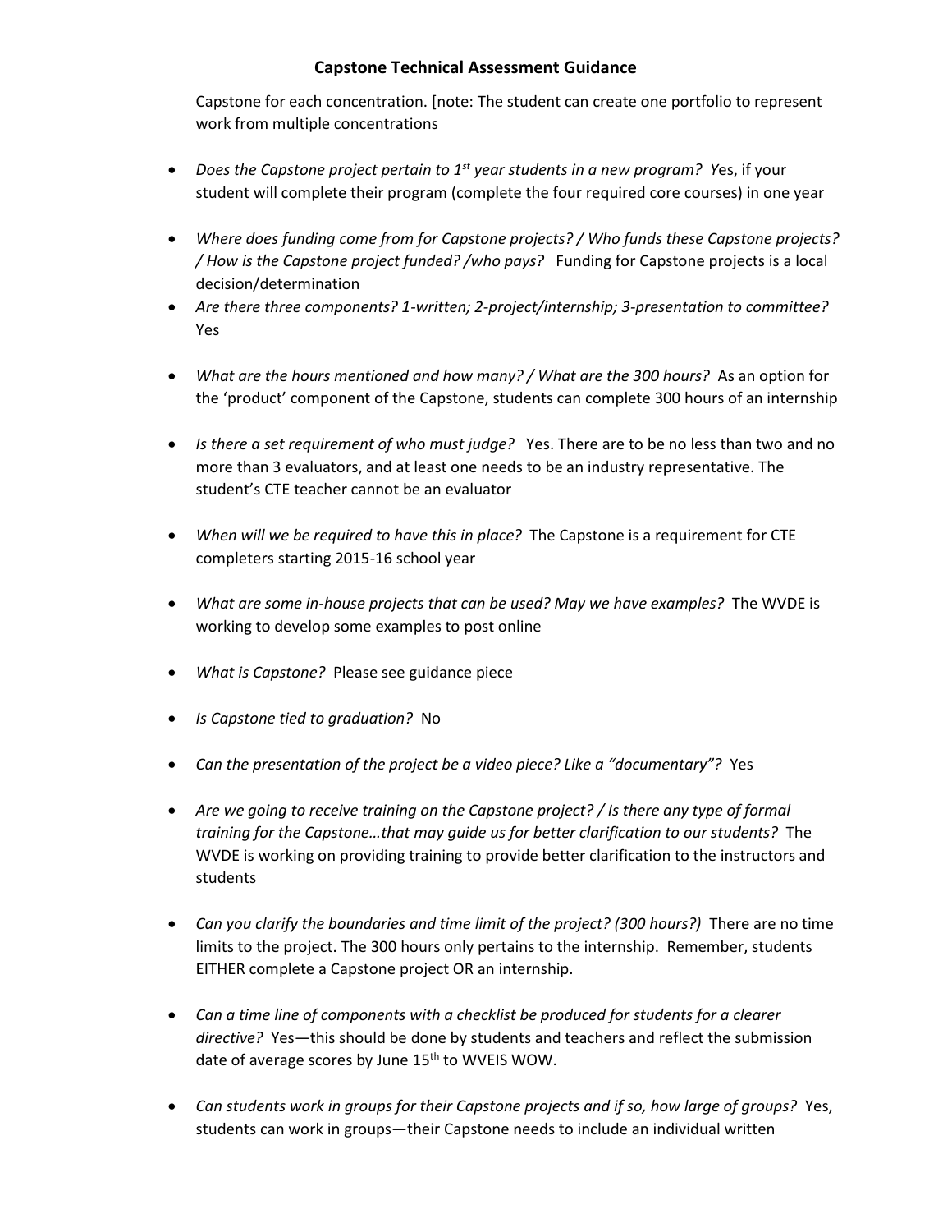## Capstone Technical Assessment Guidance

Capstone for each concentration. [note: The student can create one portfolio to represent work from multiple concentrations

- *Does the Capstone project pertain to 1st year students in a new program?* Yes, if your student will complete their program (complete the four required core courses) in one year

- *Where does funding come from for Capstone projects? / Who funds these Capstone projects? / How is the Capstone project funded? /who pays?* Funding for Capstone projects is a local decision/determination
- *Are there three components? 1-written; 2-project/internship; 3-presentation to committee?* Yes

- *What are the hours mentioned and how many? / What are the 300 hours?* As an option for the 'product' component of the Capstone, students can complete 300 hours of an internship

- *Is there a set requirement of who must judge?* Yes. There are to be no less than two and no more than 3 evaluators, and at least one needs to be an industry representative. The student's CTE teacher cannot be an evaluator

- *When will we be required to have this in place?* The Capstone is a requirement for CTE completers starting 2015-16 school year

- *What are some in-house projects that can be used? May we have examples?* The WVDE is working to develop some examples to post online

- *What is Capstone?* Please see guidance piece

- *Is Capstone tied to graduation?* No

- *Can the presentation of the project be a video piece? Like a "documentary"?* Yes

- *Are we going to receive training on the Capstone project? / Is there any type of formal training for the Capstone…that may guide us for better clarification to our students?* The WVDE is working on providing training to provide better clarification to the instructors and students

- *Can you clarify the boundaries and time limit of the project? (300 hours?)* There are no time limits to the project. The 300 hours only pertains to the internship. Remember, students EITHER complete a Capstone project OR an internship.

- *Can a time line of components with a checklist be produced for students for a clearer directive?* Yes—this should be done by students and teachers and reflect the submission date of average scores by June 15th to WVEIS WOW.

- *Can students work in groups for their Capstone projects and if so, how large of groups?* Yes, students can work in groups—their Capstone needs to include an individual written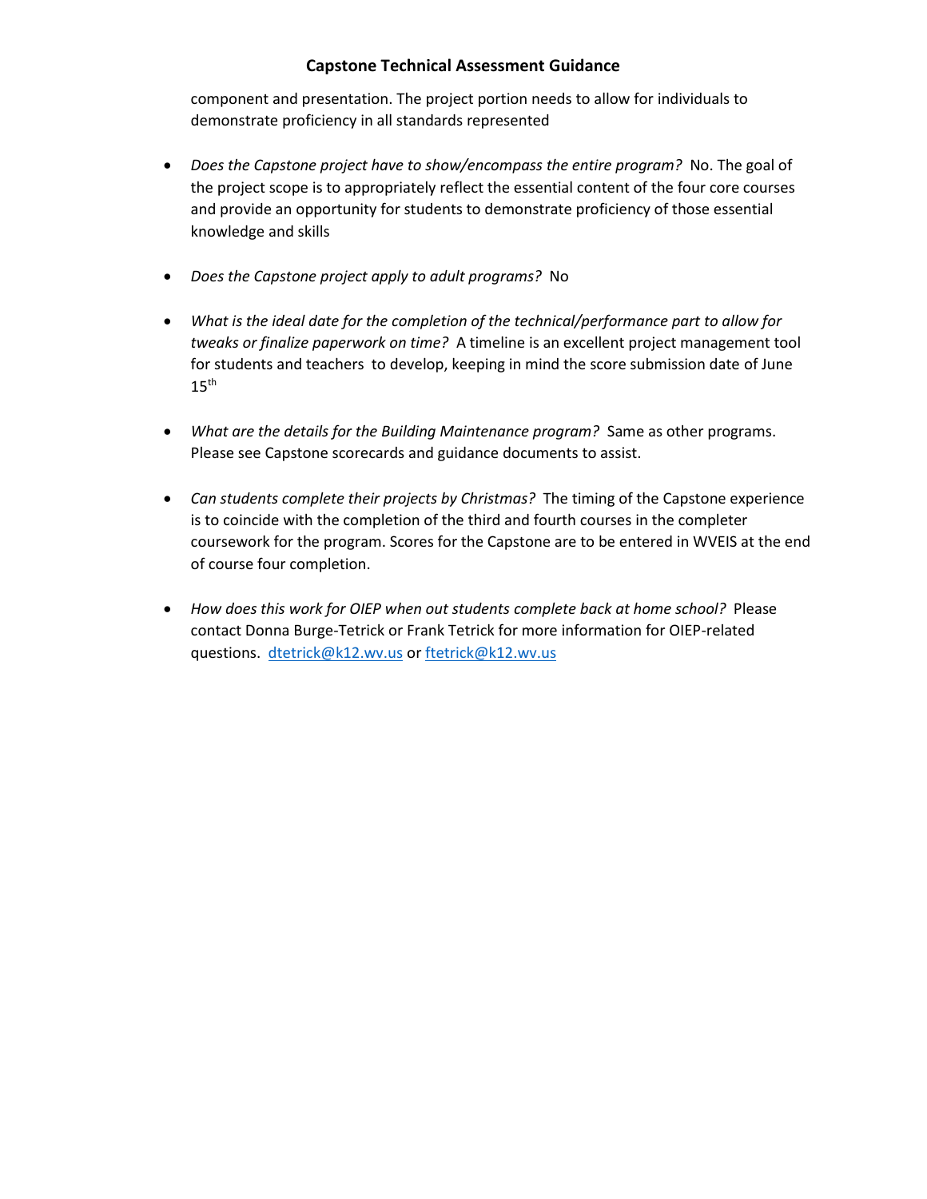component and presentation. The project portion needs to allow for individuals to demonstrate proficiency in all standards represented

- *Does the Capstone project have to show/encompass the entire program?* No. The goal of the project scope is to appropriately reflect the essential content of the four core courses and provide an opportunity for students to demonstrate proficiency of those essential knowledge and skills

- *Does the Capstone project apply to adult programs?* No

- *What is the ideal date for the completion of the technical/performance part to allow for tweaks or finalize paperwork on time?* A timeline is an excellent project management tool for students and teachers to develop, keeping in mind the score submission date of June 15th

- *What are the details for the Building Maintenance program?* Same as other programs. Please see Capstone scorecards and guidance documents to assist.

- *Can students complete their projects by Christmas?* The timing of the Capstone experience is to coincide with the completion of the third and fourth courses in the completer coursework for the program. Scores for the Capstone are to be entered in WVEIS at the end of course four completion.

- *How does this work for OIEP when out students complete back at home school?* Please contact Donna Burge-Tetrick or Frank Tetrick for more information for OIEP-related questions. dtetrick@k12.wv.us or ftetrick@k12.wv.us